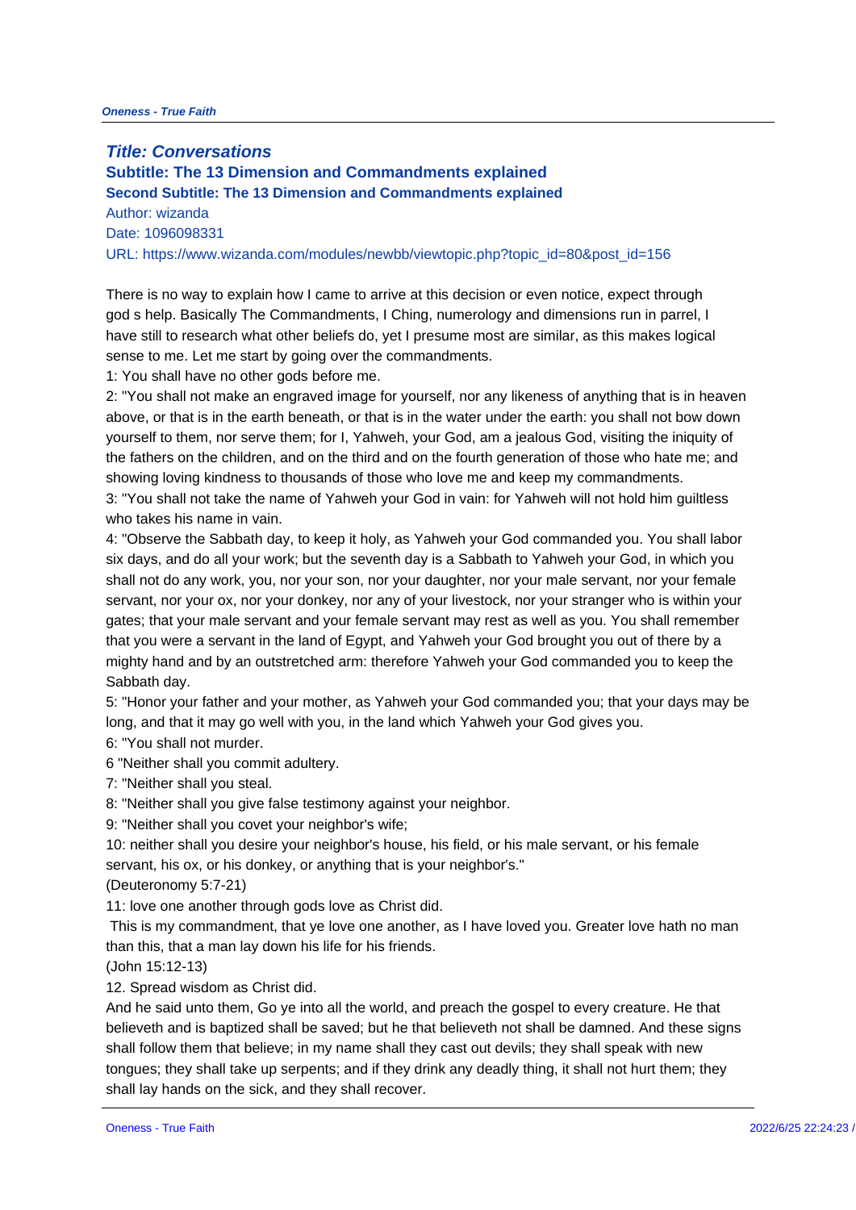# Title: Conversations

## Subtitle: The 13 Dimension and Commandments explained

### Second Subtitle: The 13 Dimension and Commandments explained

Author: wizanda

Date: 1096098331

URL: https://www.wizanda.com/modules/newbb/viewtopic.php?topic_id=80&post_id=156

There is no way to explain how I came to arrive at this decision or even notice, expect through god s help. Basically The Commandments, I Ching, numerology and dimensions run in parrel, I have still to research what other beliefs do, yet I presume most are similar, as this makes logical sense to me. Let me start by going over the commandments.

1: You shall have no other gods before me.

2: "You shall not make an engraved image for yourself, nor any likeness of anything that is in heaven above, or that is in the earth beneath, or that is in the water under the earth: you shall not bow down yourself to them, nor serve them; for I, Yahweh, your God, am a jealous God, visiting the iniquity of the fathers on the children, and on the third and on the fourth generation of those who hate me; and showing loving kindness to thousands of those who love me and keep my commandments.

3: "You shall not take the name of Yahweh your God in vain: for Yahweh will not hold him guiltless who takes his name in vain.

4: "Observe the Sabbath day, to keep it holy, as Yahweh your God commanded you. You shall labor six days, and do all your work; but the seventh day is a Sabbath to Yahweh your God, in which you shall not do any work, you, nor your son, nor your daughter, nor your male servant, nor your female servant, nor your ox, nor your donkey, nor any of your livestock, nor your stranger who is within your gates; that your male servant and your female servant may rest as well as you. You shall remember that you were a servant in the land of Egypt, and Yahweh your God brought you out of there by a mighty hand and by an outstretched arm: therefore Yahweh your God commanded you to keep the Sabbath day.

5: "Honor your father and your mother, as Yahweh your God commanded you; that your days may be long, and that it may go well with you, in the land which Yahweh your God gives you.

6: "You shall not murder.

6 "Neither shall you commit adultery.

7: "Neither shall you steal.

8: "Neither shall you give false testimony against your neighbor.

9: "Neither shall you covet your neighbor's wife;

10: neither shall you desire your neighbor's house, his field, or his male servant, or his female servant, his ox, or his donkey, or anything that is your neighbor's."

(Deuteronomy 5:7-21)

11: love one another through gods love as Christ did.

This is my commandment, that ye love one another, as I have loved you. Greater love hath no man than this, that a man lay down his life for his friends.

(John 15:12-13)

12. Spread wisdom as Christ did.

And he said unto them, Go ye into all the world, and preach the gospel to every creature. He that believeth and is baptized shall be saved; but he that believeth not shall be damned. And these signs shall follow them that believe; in my name shall they cast out devils; they shall speak with new tongues; they shall take up serpents; and if they drink any deadly thing, it shall not hurt them; they shall lay hands on the sick, and they shall recover.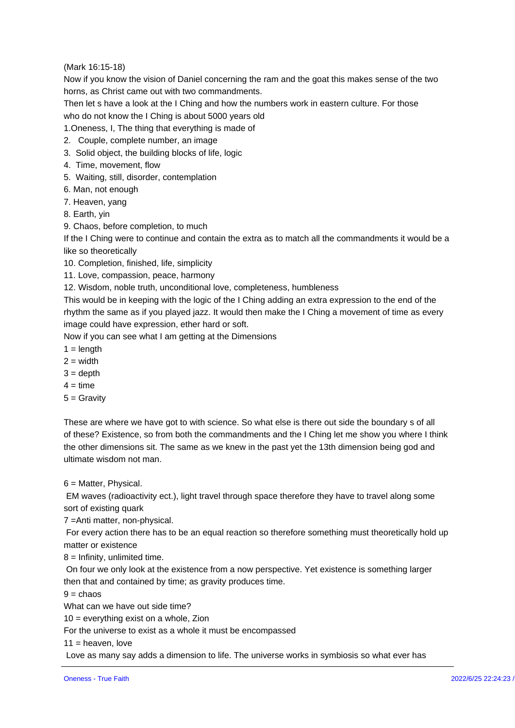(Mark 16:15-18)

Now if you know the vision of Daniel concerning the ram and the goat this makes sense of the two horns, as Christ came out with two commandments.

Then let s have a look at the I Ching and how the numbers work in eastern culture. For those who do not know the I Ching is about 5000 years old

1. Oneness, I, The thing that everything is made of
2. Couple, complete number, an image
3. Solid object, the building blocks of life, logic
4. Time, movement, flow
5. Waiting, still, disorder, contemplation
6. Man, not enough
7. Heaven, yang
8. Earth, yin
9. Chaos, before completion, to much

If the I Ching were to continue and contain the extra as to match all the commandments it would be a like so theoretically

10. Completion, finished, life, simplicity
11. Love, compassion, peace, harmony
12. Wisdom, noble truth, unconditional love, completeness, humbleness

This would be in keeping with the logic of the I Ching adding an extra expression to the end of the rhythm the same as if you played jazz. It would then make the I Ching a movement of time as every image could have expression, ether hard or soft.

Now if you can see what I am getting at the Dimensions

1 = length
2 = width
3 = depth
4 = time
5 = Gravity

These are where we have got to with science. So what else is there out side the boundary s of all of these? Existence, so from both the commandments and the I Ching let me show you where I think the other dimensions sit. The same as we knew in the past yet the 13th dimension being god and ultimate wisdom not man.

6 = Matter, Physical.

EM waves (radioactivity ect.), light travel through space therefore they have to travel along some sort of existing quark

7 =Anti matter, non-physical.

For every action there has to be an equal reaction so therefore something must theoretically hold up matter or existence

8 = Infinity, unlimited time.

On four we only look at the existence from a now perspective. Yet existence is something larger then that and contained by time; as gravity produces time.

9 = chaos

What can we have out side time?

10 = everything exist on a whole, Zion

For the universe to exist as a whole it must be encompassed

11 = heaven, love

Love as many say adds a dimension to life. The universe works in symbiosis so what ever has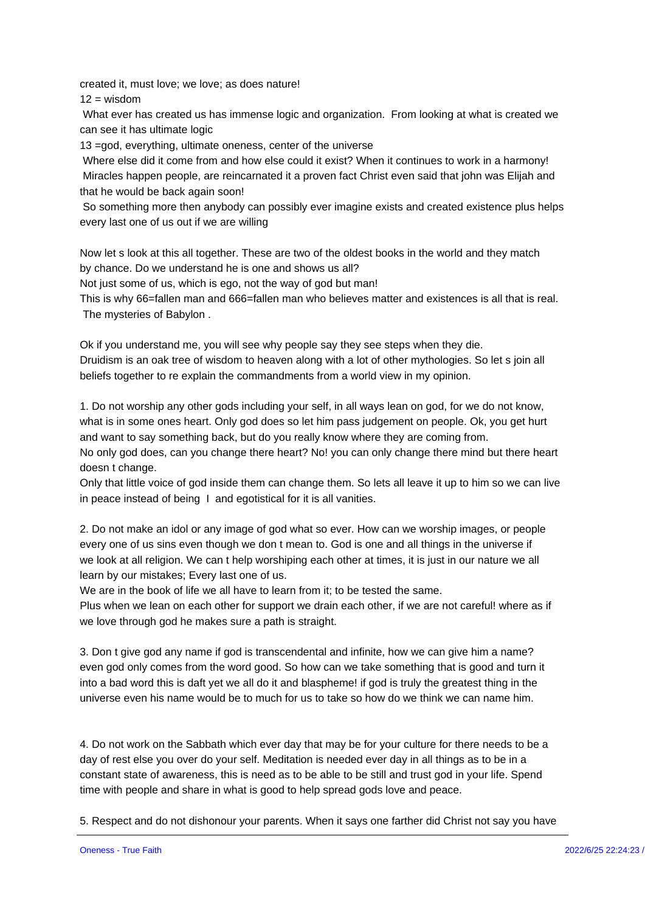created it, must love; we love; as does nature!

12 = wisdom

What ever has created us has immense logic and organization. From looking at what is created we can see it has ultimate logic

13 =god, everything, ultimate oneness, center of the universe

Where else did it come from and how else could it exist? When it continues to work in a harmony!

Miracles happen people, are reincarnated it a proven fact Christ even said that john was Elijah and that he would be back again soon!

So something more then anybody can possibly ever imagine exists and created existence plus helps every last one of us out if we are willing

Now let s look at this all together. These are two of the oldest books in the world and they match by chance. Do we understand he is one and shows us all?

Not just some of us, which is ego, not the way of god but man!

This is why 66=fallen man and 666=fallen man who believes matter and existences is all that is real.

The mysteries of Babylon .

Ok if you understand me, you will see why people say they see steps when they die.

Druidism is an oak tree of wisdom to heaven along with a lot of other mythologies. So let s join all beliefs together to re explain the commandments from a world view in my opinion.

1. Do not worship any other gods including your self, in all ways lean on god, for we do not know, what is in some ones heart. Only god does so let him pass judgement on people. Ok, you get hurt and want to say something back, but do you really know where they are coming from.
No only god does, can you change there heart? No! you can only change there mind but there heart doesn t change.
Only that little voice of god inside them can change them. So lets all leave it up to him so we can live in peace instead of being I and egotistical for it is all vanities.

2. Do not make an idol or any image of god what so ever. How can we worship images, or people every one of us sins even though we don t mean to. God is one and all things in the universe if we look at all religion. We can t help worshiping each other at times, it is just in our nature we all learn by our mistakes; Every last one of us.
We are in the book of life we all have to learn from it; to be tested the same.
Plus when we lean on each other for support we drain each other, if we are not careful! where as if we love through god he makes sure a path is straight.

3. Don t give god any name if god is transcendental and infinite, how we can give him a name? even god only comes from the word good. So how can we take something that is good and turn it into a bad word this is daft yet we all do it and blaspheme! if god is truly the greatest thing in the universe even his name would be to much for us to take so how do we think we can name him.

4. Do not work on the Sabbath which ever day that may be for your culture for there needs to be a day of rest else you over do your self. Meditation is needed ever day in all things as to be in a constant state of awareness, this is need as to be able to be still and trust god in your life. Spend time with people and share in what is good to help spread gods love and peace.

5. Respect and do not dishonour your parents. When it says one farther did Christ not say you have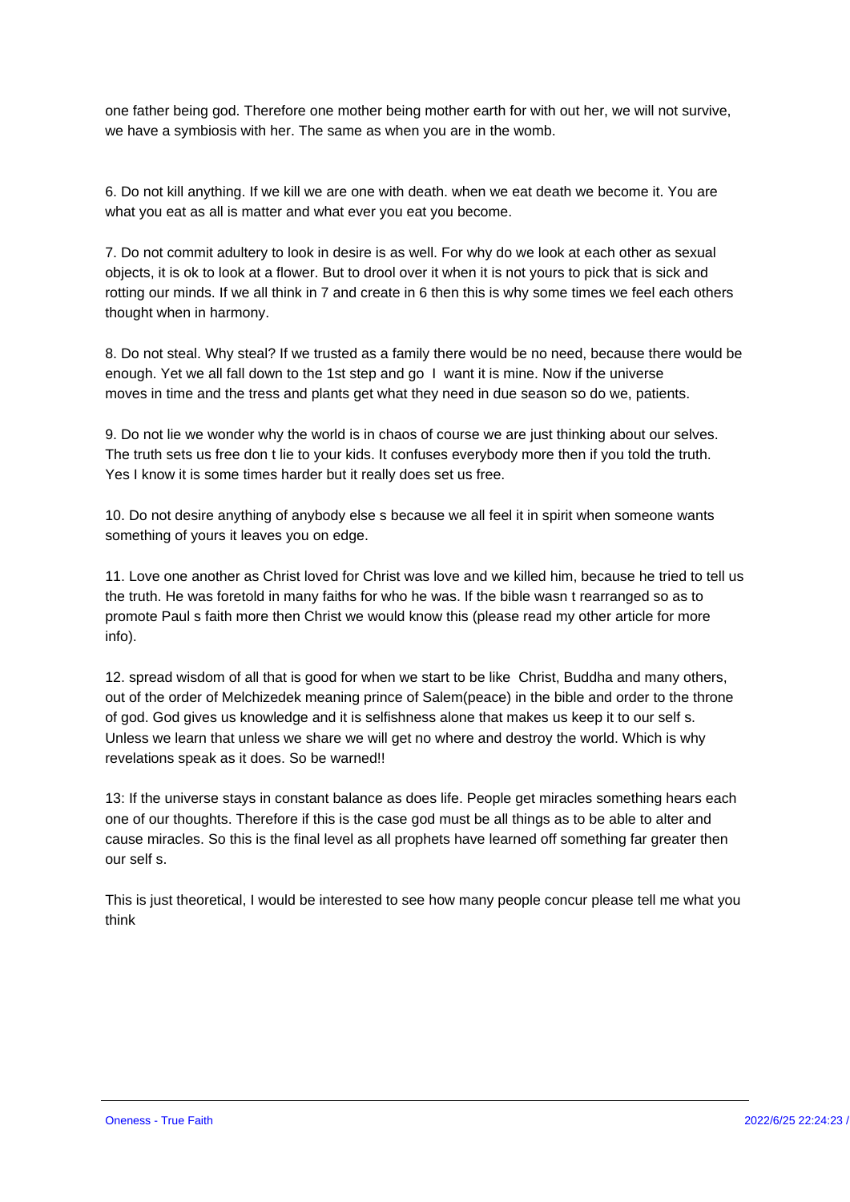one father being god. Therefore one mother being mother earth for with out her, we will not survive, we have a symbiosis with her. The same as when you are in the womb.

6. Do not kill anything. If we kill we are one with death. when we eat death we become it. You are what you eat as all is matter and what ever you eat you become.

7. Do not commit adultery to look in desire is as well. For why do we look at each other as sexual objects, it is ok to look at a flower. But to drool over it when it is not yours to pick that is sick and rotting our minds. If we all think in 7 and create in 6 then this is why some times we feel each others thought when in harmony.

8. Do not steal. Why steal? If we trusted as a family there would be no need, because there would be enough. Yet we all fall down to the 1st step and go I want it is mine. Now if the universe moves in time and the tress and plants get what they need in due season so do we, patients.

9. Do not lie we wonder why the world is in chaos of course we are just thinking about our selves. The truth sets us free don t lie to your kids. It confuses everybody more then if you told the truth. Yes I know it is some times harder but it really does set us free.

10. Do not desire anything of anybody else s because we all feel it in spirit when someone wants something of yours it leaves you on edge.

11. Love one another as Christ loved for Christ was love and we killed him, because he tried to tell us the truth. He was foretold in many faiths for who he was. If the bible wasn t rearranged so as to promote Paul s faith more then Christ we would know this (please read my other article for more info).

12. spread wisdom of all that is good for when we start to be like Christ, Buddha and many others, out of the order of Melchizedek meaning prince of Salem(peace) in the bible and order to the throne of god. God gives us knowledge and it is selfishness alone that makes us keep it to our self s. Unless we learn that unless we share we will get no where and destroy the world. Which is why revelations speak as it does. So be warned!!

13: If the universe stays in constant balance as does life. People get miracles something hears each one of our thoughts. Therefore if this is the case god must be all things as to be able to alter and cause miracles. So this is the final level as all prophets have learned off something far greater then our self s.

This is just theoretical, I would be interested to see how many people concur please tell me what you think